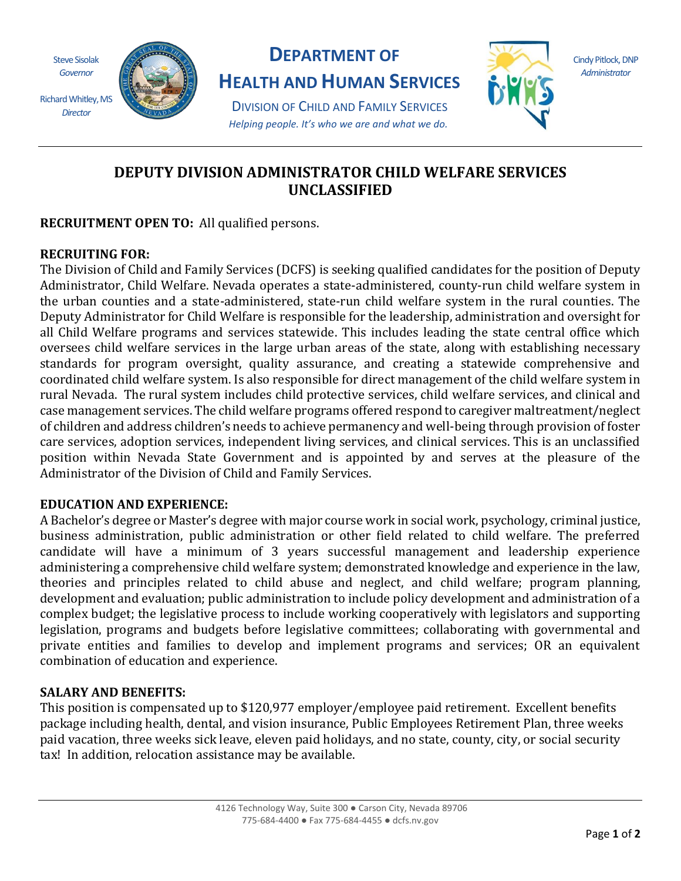Steve Sisolak
*Governor*

Richard Whitley, MS
*Director*

**DEPARTMENT OF HEALTH AND HUMAN SERVICES**

DIVISION OF CHILD AND FAMILY SERVICES
*Helping people. It's who we are and what we do.*

Cindy Pitlock, DNP
*Administrator*

# DEPUTY DIVISION ADMINISTRATOR CHILD WELFARE SERVICES UNCLASSIFIED

**RECRUITMENT OPEN TO:** All qualified persons.

**RECRUITING FOR:**
The Division of Child and Family Services (DCFS) is seeking qualified candidates for the position of Deputy Administrator, Child Welfare. Nevada operates a state-administered, county-run child welfare system in the urban counties and a state-administered, state-run child welfare system in the rural counties. The Deputy Administrator for Child Welfare is responsible for the leadership, administration and oversight for all Child Welfare programs and services statewide. This includes leading the state central office which oversees child welfare services in the large urban areas of the state, along with establishing necessary standards for program oversight, quality assurance, and creating a statewide comprehensive and coordinated child welfare system. Is also responsible for direct management of the child welfare system in rural Nevada. The rural system includes child protective services, child welfare services, and clinical and case management services. The child welfare programs offered respond to caregiver maltreatment/neglect of children and address children's needs to achieve permanency and well-being through provision of foster care services, adoption services, independent living services, and clinical services. This is an unclassified position within Nevada State Government and is appointed by and serves at the pleasure of the Administrator of the Division of Child and Family Services.

**EDUCATION AND EXPERIENCE:**
A Bachelor's degree or Master's degree with major course work in social work, psychology, criminal justice, business administration, public administration or other field related to child welfare. The preferred candidate will have a minimum of 3 years successful management and leadership experience administering a comprehensive child welfare system; demonstrated knowledge and experience in the law, theories and principles related to child abuse and neglect, and child welfare; program planning, development and evaluation; public administration to include policy development and administration of a complex budget; the legislative process to include working cooperatively with legislators and supporting legislation, programs and budgets before legislative committees; collaborating with governmental and private entities and families to develop and implement programs and services; OR an equivalent combination of education and experience.

**SALARY AND BENEFITS:**
This position is compensated up to $120,977 employer/employee paid retirement. Excellent benefits package including health, dental, and vision insurance, Public Employees Retirement Plan, three weeks paid vacation, three weeks sick leave, eleven paid holidays, and no state, county, city, or social security tax! In addition, relocation assistance may be available.

4126 Technology Way, Suite 300 ● Carson City, Nevada 89706
775-684-4400 ● Fax 775-684-4455 ● dcfs.nv.gov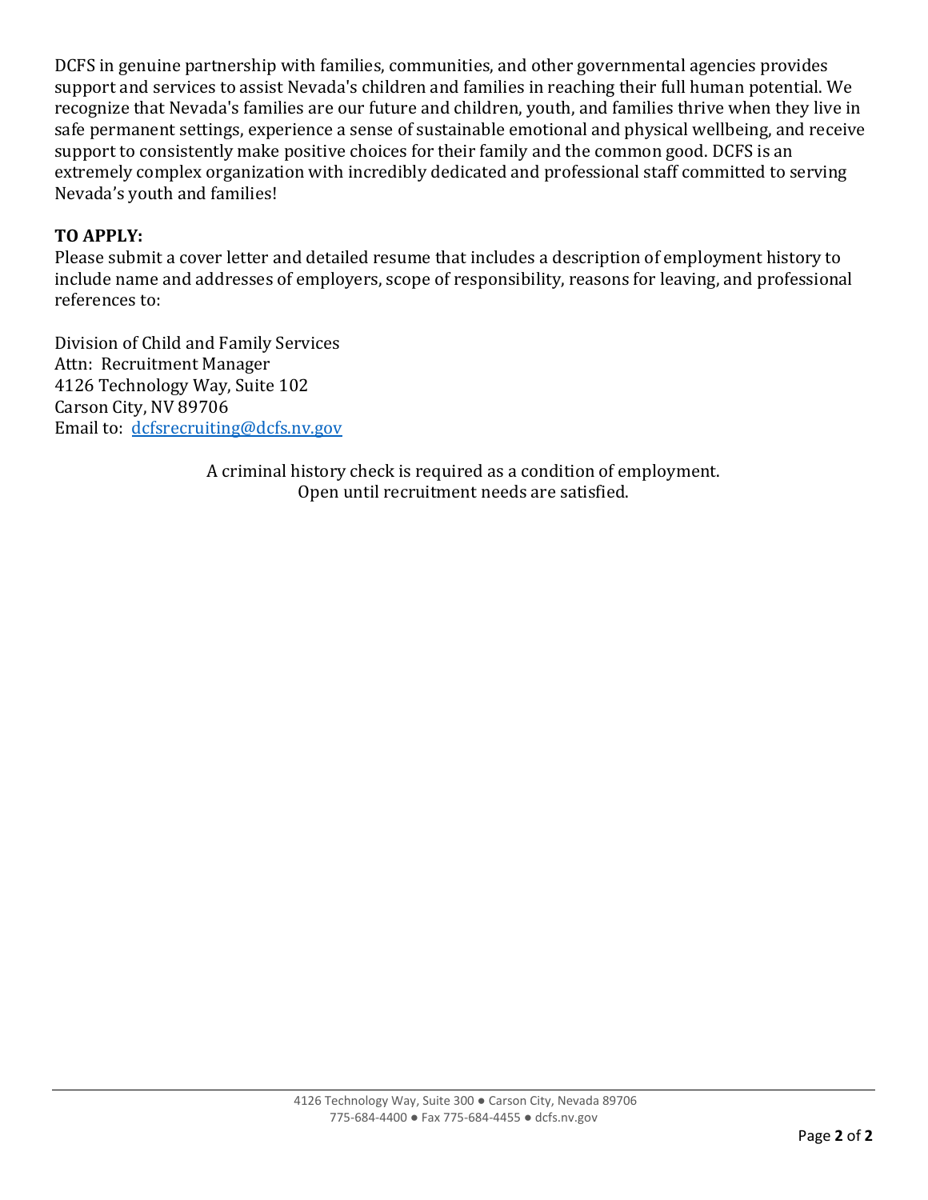DCFS in genuine partnership with families, communities, and other governmental agencies provides support and services to assist Nevada's children and families in reaching their full human potential. We recognize that Nevada's families are our future and children, youth, and families thrive when they live in safe permanent settings, experience a sense of sustainable emotional and physical wellbeing, and receive support to consistently make positive choices for their family and the common good. DCFS is an extremely complex organization with incredibly dedicated and professional staff committed to serving Nevada's youth and families!

**TO APPLY:**
Please submit a cover letter and detailed resume that includes a description of employment history to include name and addresses of employers, scope of responsibility, reasons for leaving, and professional references to:

Division of Child and Family Services
Attn: Recruitment Manager
4126 Technology Way, Suite 102
Carson City, NV 89706
Email to: dcfsrecruiting@dcfs.nv.gov

A criminal history check is required as a condition of employment.
Open until recruitment needs are satisfied.